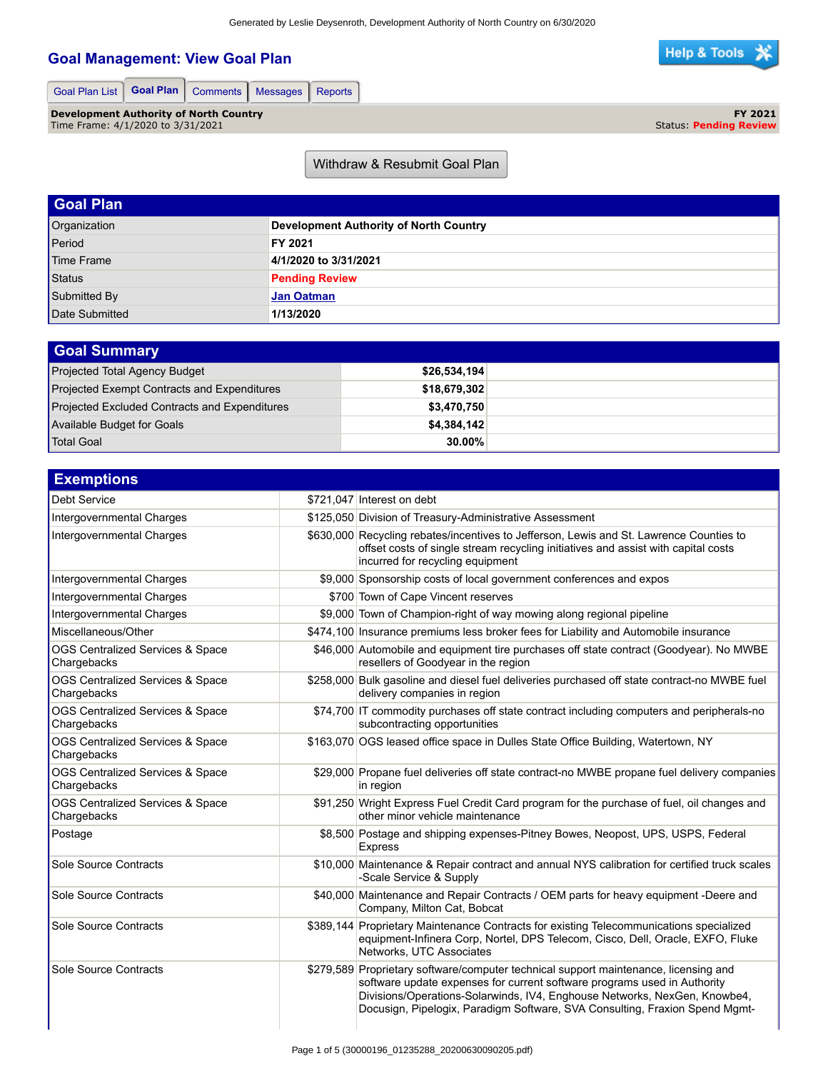Generated by Leslie Deysenroth, Development Authority of North Country on 6/30/2020

# Goal Management: View Goal Plan

Goal Plan List | Goal Plan | Comments | Messages | Reports

**Development Authority of North Country**
Time Frame: 4/1/2020 to 3/31/2021

**FY 2021**
Status: **Pending Review**

Withdraw & Resubmit Goal Plan

## Goal Plan

| | |
|---|---|
| Organization | **Development Authority of North Country** |
| Period | **FY 2021** |
| Time Frame | **4/1/2020 to 3/31/2021** |
| Status | **Pending Review** |
| Submitted By | **Jan Oatman** |
| Date Submitted | **1/13/2020** |

## Goal Summary

| | | |
|---|---|---|
| Projected Total Agency Budget | **$26,534,194** | |
| Projected Exempt Contracts and Expenditures | **$18,679,302** | |
| Projected Excluded Contracts and Expenditures | **$3,470,750** | |
| Available Budget for Goals | **$4,384,142** | |
| Total Goal | **30.00%** | |

## Exemptions

| | | |
|---|---|---|
| Debt Service | $721,047 | Interest on debt |
| Intergovernmental Charges | $125,050 | Division of Treasury-Administrative Assessment |
| Intergovernmental Charges | $630,000 | Recycling rebates/incentives to Jefferson, Lewis and St. Lawrence Counties to offset costs of single stream recycling initiatives and assist with capital costs incurred for recycling equipment |
| Intergovernmental Charges | $9,000 | Sponsorship costs of local government conferences and expos |
| Intergovernmental Charges | $700 | Town of Cape Vincent reserves |
| Intergovernmental Charges | $9,000 | Town of Champion-right of way mowing along regional pipeline |
| Miscellaneous/Other | $474,100 | Insurance premiums less broker fees for Liability and Automobile insurance |
| OGS Centralized Services & Space Chargebacks | $46,000 | Automobile and equipment tire purchases off state contract (Goodyear). No MWBE resellers of Goodyear in the region |
| OGS Centralized Services & Space Chargebacks | $258,000 | Bulk gasoline and diesel fuel deliveries purchased off state contract-no MWBE fuel delivery companies in region |
| OGS Centralized Services & Space Chargebacks | $74,700 | IT commodity purchases off state contract including computers and peripherals-no subcontracting opportunities |
| OGS Centralized Services & Space Chargebacks | $163,070 | OGS leased office space in Dulles State Office Building, Watertown, NY |
| OGS Centralized Services & Space Chargebacks | $29,000 | Propane fuel deliveries off state contract-no MWBE propane fuel delivery companies in region |
| OGS Centralized Services & Space Chargebacks | $91,250 | Wright Express Fuel Credit Card program for the purchase of fuel, oil changes and other minor vehicle maintenance |
| Postage | $8,500 | Postage and shipping expenses-Pitney Bowes, Neopost, UPS, USPS, Federal Express |
| Sole Source Contracts | $10,000 | Maintenance & Repair contract and annual NYS calibration for certified truck scales -Scale Service & Supply |
| Sole Source Contracts | $40,000 | Maintenance and Repair Contracts / OEM parts for heavy equipment -Deere and Company, Milton Cat, Bobcat |
| Sole Source Contracts | $389,144 | Proprietary Maintenance Contracts for existing Telecommunications specialized equipment-Infinera Corp, Nortel, DPS Telecom, Cisco, Dell, Oracle, EXFO, Fluke Networks, UTC Associates |
| Sole Source Contracts | $279,589 | Proprietary software/computer technical support maintenance, licensing and software update expenses for current software programs used in Authority Divisions/Operations-Solarwinds, IV4, Enghouse Networks, NexGen, Knowbe4, Docusign, Pipelogix, Paradigm Software, SVA Consulting, Fraxion Spend Mgmt- |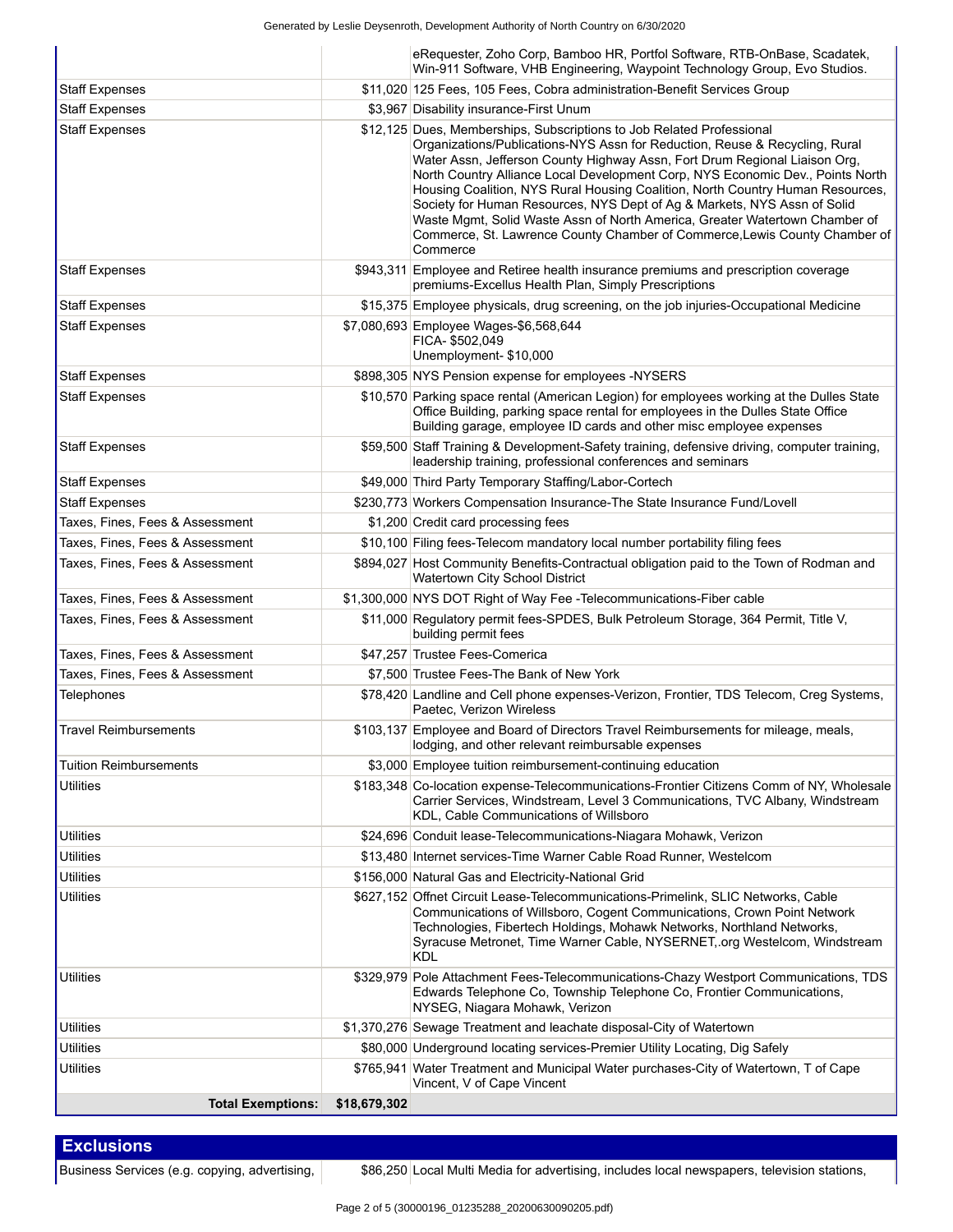| | | |
|---|---|---|
| | | eRequester, Zoho Corp, Bamboo HR, Portfol Software, RTB-OnBase, Scadatek, Win-911 Software, VHB Engineering, Waypoint Technology Group, Evo Studios. |
| Staff Expenses | $11,020 | 125 Fees, 105 Fees, Cobra administration-Benefit Services Group |
| Staff Expenses | $3,967 | Disability insurance-First Unum |
| Staff Expenses | $12,125 | Dues, Memberships, Subscriptions to Job Related Professional Organizations/Publications-NYS Assn for Reduction, Reuse & Recycling, Rural Water Assn, Jefferson County Highway Assn, Fort Drum Regional Liaison Org, North Country Alliance Local Development Corp, NYS Economic Dev., Points North Housing Coalition, NYS Rural Housing Coalition, North Country Human Resources, Society for Human Resources, NYS Dept of Ag & Markets, NYS Assn of Solid Waste Mgmt, Solid Waste Assn of North America, Greater Watertown Chamber of Commerce, St. Lawrence County Chamber of Commerce,Lewis County Chamber of Commerce |
| Staff Expenses | $943,311 | Employee and Retiree health insurance premiums and prescription coverage premiums-Excellus Health Plan, Simply Prescriptions |
| Staff Expenses | $15,375 | Employee physicals, drug screening, on the job injuries-Occupational Medicine |
| Staff Expenses | $7,080,693 | Employee Wages-$6,568,644<br>FICA- $502,049<br>Unemployment- $10,000 |
| Staff Expenses | $898,305 | NYS Pension expense for employees -NYSERS |
| Staff Expenses | $10,570 | Parking space rental (American Legion) for employees working at the Dulles State Office Building, parking space rental for employees in the Dulles State Office Building garage, employee ID cards and other misc employee expenses |
| Staff Expenses | $59,500 | Staff Training & Development-Safety training, defensive driving, computer training, leadership training, professional conferences and seminars |
| Staff Expenses | $49,000 | Third Party Temporary Staffing/Labor-Cortech |
| Staff Expenses | $230,773 | Workers Compensation Insurance-The State Insurance Fund/Lovell |
| Taxes, Fines, Fees & Assessment | $1,200 | Credit card processing fees |
| Taxes, Fines, Fees & Assessment | $10,100 | Filing fees-Telecom mandatory local number portability filing fees |
| Taxes, Fines, Fees & Assessment | $894,027 | Host Community Benefits-Contractual obligation paid to the Town of Rodman and Watertown City School District |
| Taxes, Fines, Fees & Assessment | $1,300,000 | NYS DOT Right of Way Fee -Telecommunications-Fiber cable |
| Taxes, Fines, Fees & Assessment | $11,000 | Regulatory permit fees-SPDES, Bulk Petroleum Storage, 364 Permit, Title V, building permit fees |
| Taxes, Fines, Fees & Assessment | $47,257 | Trustee Fees-Comerica |
| Taxes, Fines, Fees & Assessment | $7,500 | Trustee Fees-The Bank of New York |
| Telephones | $78,420 | Landline and Cell phone expenses-Verizon, Frontier, TDS Telecom, Creg Systems, Paetec, Verizon Wireless |
| Travel Reimbursements | $103,137 | Employee and Board of Directors Travel Reimbursements for mileage, meals, lodging, and other relevant reimbursable expenses |
| Tuition Reimbursements | $3,000 | Employee tuition reimbursement-continuing education |
| Utilities | $183,348 | Co-location expense-Telecommunications-Frontier Citizens Comm of NY, Wholesale Carrier Services, Windstream, Level 3 Communications, TVC Albany, Windstream KDL, Cable Communications of Willsboro |
| Utilities | $24,696 | Conduit lease-Telecommunications-Niagara Mohawk, Verizon |
| Utilities | $13,480 | Internet services-Time Warner Cable Road Runner, Westelcom |
| Utilities | $156,000 | Natural Gas and Electricity-National Grid |
| Utilities | $627,152 | Offnet Circuit Lease-Telecommunications-Primelink, SLIC Networks, Cable Communications of Willsboro, Cogent Communications, Crown Point Network Technologies, Fibertech Holdings, Mohawk Networks, Northland Networks, Syracuse Metronet, Time Warner Cable, NYSERNET,.org Westelcom, Windstream KDL |
| Utilities | $329,979 | Pole Attachment Fees-Telecommunications-Chazy Westport Communications, TDS Edwards Telephone Co, Township Telephone Co, Frontier Communications, NYSEG, Niagara Mohawk, Verizon |
| Utilities | $1,370,276 | Sewage Treatment and leachate disposal-City of Watertown |
| Utilities | $80,000 | Underground locating services-Premier Utility Locating, Dig Safely |
| Utilities | $765,941 | Water Treatment and Municipal Water purchases-City of Watertown, T of Cape Vincent, V of Cape Vincent |
| **Total Exemptions:** | **$18,679,302** | |

## Exclusions

| | | |
|---|---|---|
| Business Services (e.g. copying, advertising, | $86,250 | Local Multi Media for advertising, includes local newspapers, television stations, |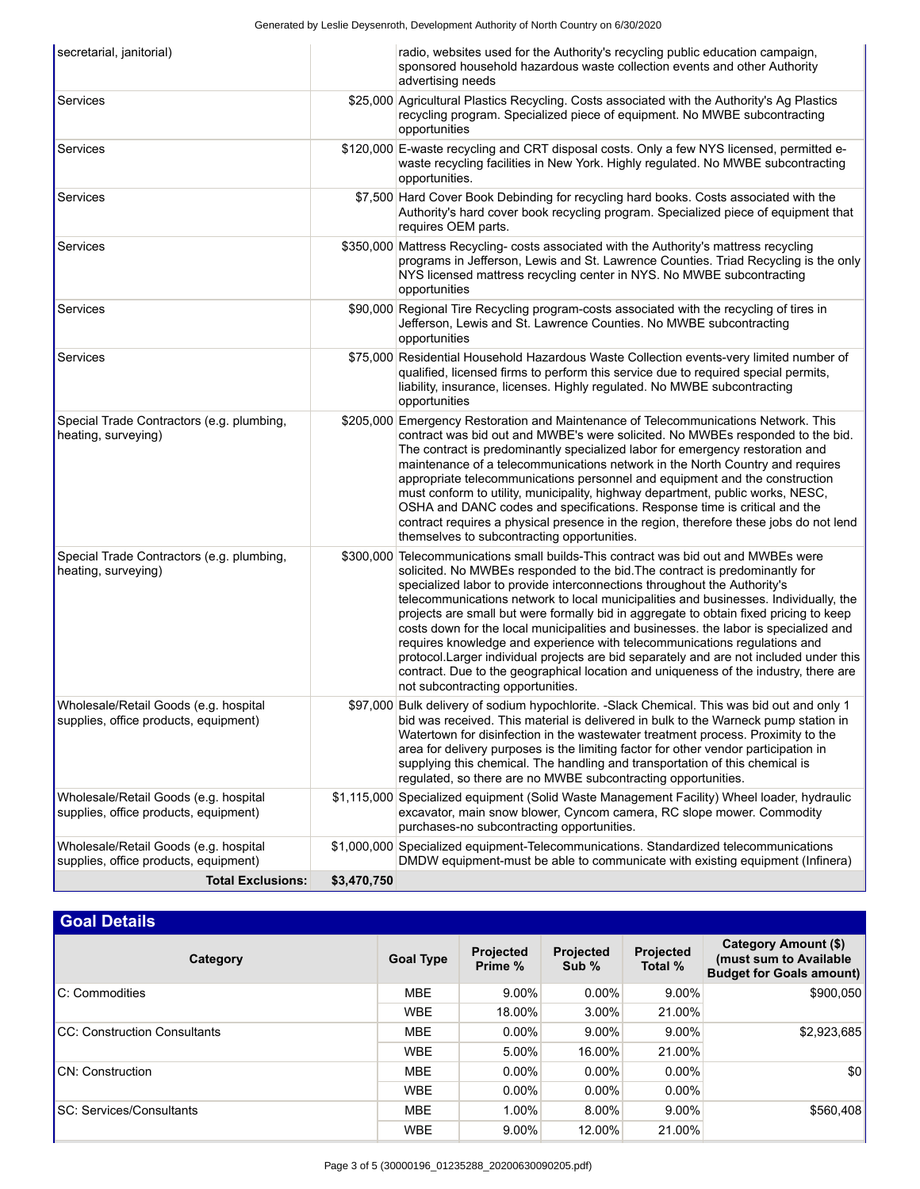| | | |
|---|---|---|
| secretarial, janitorial) | | radio, websites used for the Authority's recycling public education campaign, sponsored household hazardous waste collection events and other Authority advertising needs |
| Services | $25,000 | Agricultural Plastics Recycling. Costs associated with the Authority's Ag Plastics recycling program. Specialized piece of equipment. No MWBE subcontracting opportunities |
| Services | $120,000 | E-waste recycling and CRT disposal costs. Only a few NYS licensed, permitted e-waste recycling facilities in New York. Highly regulated. No MWBE subcontracting opportunities. |
| Services | $7,500 | Hard Cover Book Debinding for recycling hard books. Costs associated with the Authority's hard cover book recycling program. Specialized piece of equipment that requires OEM parts. |
| Services | $350,000 | Mattress Recycling- costs associated with the Authority's mattress recycling programs in Jefferson, Lewis and St. Lawrence Counties. Triad Recycling is the only NYS licensed mattress recycling center in NYS. No MWBE subcontracting opportunities |
| Services | $90,000 | Regional Tire Recycling program-costs associated with the recycling of tires in Jefferson, Lewis and St. Lawrence Counties. No MWBE subcontracting opportunities |
| Services | $75,000 | Residential Household Hazardous Waste Collection events-very limited number of qualified, licensed firms to perform this service due to required special permits, liability, insurance, licenses. Highly regulated. No MWBE subcontracting opportunities |
| Special Trade Contractors (e.g. plumbing, heating, surveying) | $205,000 | Emergency Restoration and Maintenance of Telecommunications Network. This contract was bid out and MWBE's were solicited. No MWBEs responded to the bid. The contract is predominantly specialized labor for emergency restoration and maintenance of a telecommunications network in the North Country and requires appropriate telecommunications personnel and equipment and the construction must conform to utility, municipality, highway department, public works, NESC, OSHA and DANC codes and specifications. Response time is critical and the contract requires a physical presence in the region, therefore these jobs do not lend themselves to subcontracting opportunities. |
| Special Trade Contractors (e.g. plumbing, heating, surveying) | $300,000 | Telecommunications small builds-This contract was bid out and MWBEs were solicited. No MWBEs responded to the bid.The contract is predominantly for specialized labor to provide interconnections throughout the Authority's telecommunications network to local municipalities and businesses. Individually, the projects are small but were formally bid in aggregate to obtain fixed pricing to keep costs down for the local municipalities and businesses. the labor is specialized and requires knowledge and experience with telecommunications regulations and protocol.Larger individual projects are bid separately and are not included under this contract. Due to the geographical location and uniqueness of the industry, there are not subcontracting opportunities. |
| Wholesale/Retail Goods (e.g. hospital supplies, office products, equipment) | $97,000 | Bulk delivery of sodium hypochlorite. -Slack Chemical. This was bid out and only 1 bid was received. This material is delivered in bulk to the Warneck pump station in Watertown for disinfection in the wastewater treatment process. Proximity to the area for delivery purposes is the limiting factor for other vendor participation in supplying this chemical. The handling and transportation of this chemical is regulated, so there are no MWBE subcontracting opportunities. |
| Wholesale/Retail Goods (e.g. hospital supplies, office products, equipment) | $1,115,000 | Specialized equipment (Solid Waste Management Facility) Wheel loader, hydraulic excavator, main snow blower, Cyncom camera, RC slope mower. Commodity purchases-no subcontracting opportunities. |
| Wholesale/Retail Goods (e.g. hospital supplies, office products, equipment) | $1,000,000 | Specialized equipment-Telecommunications. Standardized telecommunications DMDW equipment-must be able to communicate with existing equipment (Infinera) |
| **Total Exclusions:** | **$3,470,750** | |

## Goal Details

| Category | Goal Type | Projected Prime % | Projected Sub % | Projected Total % | Category Amount ($) (must sum to Available Budget for Goals amount) |
|---|---|---|---|---|---|
| C: Commodities | MBE | 9.00% | 0.00% | 9.00% | $900,050 |
| | WBE | 18.00% | 3.00% | 21.00% | |
| CC: Construction Consultants | MBE | 0.00% | 9.00% | 9.00% | $2,923,685 |
| | WBE | 5.00% | 16.00% | 21.00% | |
| CN: Construction | MBE | 0.00% | 0.00% | 0.00% | $0 |
| | WBE | 0.00% | 0.00% | 0.00% | |
| SC: Services/Consultants | MBE | 1.00% | 8.00% | 9.00% | $560,408 |
| | WBE | 9.00% | 12.00% | 21.00% | |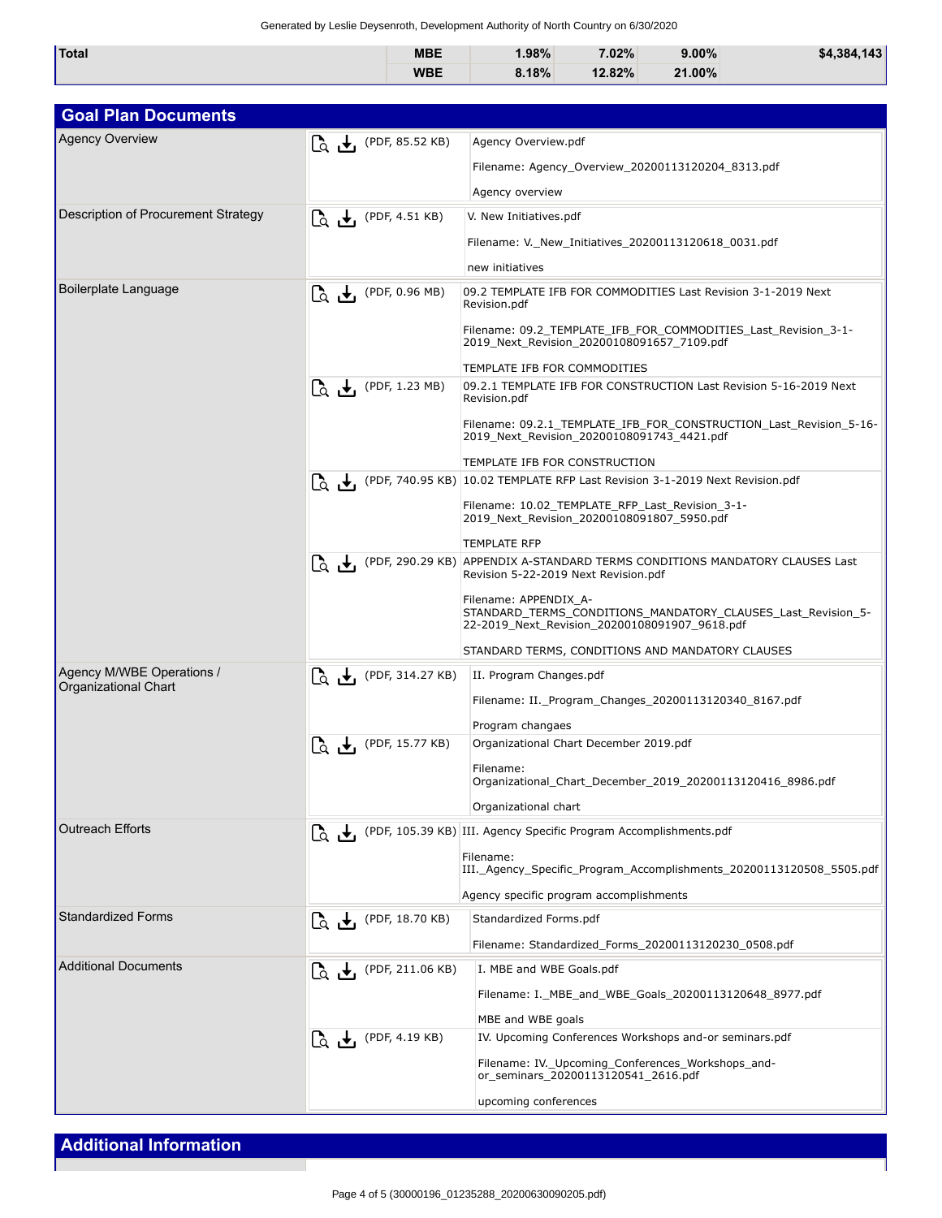| Total | MBE | 1.98% | 7.02% | 9.00% | $4,384,143 |
|---|---|---|---|---|---|
| | WBE | 8.18% | 12.82% | 21.00% | |

## Goal Plan Documents

| Document Type | Size | Document |
|---|---|---|
| Agency Overview | (PDF, 85.52 KB) | Agency Overview.pdf<br>Filename: Agency_Overview_20200113120204_8313.pdf<br>Agency overview |
| Description of Procurement Strategy | (PDF, 4.51 KB) | V. New Initiatives.pdf<br>Filename: V._New_Initiatives_20200113120618_0031.pdf<br>new initiatives |
| Boilerplate Language | (PDF, 0.96 MB) | 09.2 TEMPLATE IFB FOR COMMODITIES Last Revision 3-1-2019 Next Revision.pdf<br>Filename: 09.2_TEMPLATE_IFB_FOR_COMMODITIES_Last_Revision_3-1-2019_Next_Revision_20200108091657_7109.pdf<br>TEMPLATE IFB FOR COMMODITIES |
| | (PDF, 1.23 MB) | 09.2.1 TEMPLATE IFB FOR CONSTRUCTION Last Revision 5-16-2019 Next Revision.pdf<br>Filename: 09.2.1_TEMPLATE_IFB_FOR_CONSTRUCTION_Last_Revision_5-16-2019_Next_Revision_20200108091743_4421.pdf<br>TEMPLATE IFB FOR CONSTRUCTION |
| | (PDF, 740.95 KB) | 10.02 TEMPLATE RFP Last Revision 3-1-2019 Next Revision.pdf<br>Filename: 10.02_TEMPLATE_RFP_Last_Revision_3-1-2019_Next_Revision_20200108091807_5950.pdf<br>TEMPLATE RFP |
| | (PDF, 290.29 KB) | APPENDIX A-STANDARD TERMS CONDITIONS MANDATORY CLAUSES Last Revision 5-22-2019 Next Revision.pdf<br>Filename: APPENDIX_A-STANDARD_TERMS_CONDITIONS_MANDATORY_CLAUSES_Last_Revision_5-22-2019_Next_Revision_20200108091907_9618.pdf<br>STANDARD TERMS, CONDITIONS AND MANDATORY CLAUSES |
| Agency M/WBE Operations / Organizational Chart | (PDF, 314.27 KB) | II. Program Changes.pdf<br>Filename: II._Program_Changes_20200113120340_8167.pdf<br>Program changaes |
| | (PDF, 15.77 KB) | Organizational Chart December 2019.pdf<br>Filename: Organizational_Chart_December_2019_20200113120416_8986.pdf<br>Organizational chart |
| Outreach Efforts | (PDF, 105.39 KB) | III. Agency Specific Program Accomplishments.pdf<br>Filename: III._Agency_Specific_Program_Accomplishments_20200113120508_5505.pdf<br>Agency specific program accomplishments |
| Standardized Forms | (PDF, 18.70 KB) | Standardized Forms.pdf<br>Filename: Standardized_Forms_20200113120230_0508.pdf |
| Additional Documents | (PDF, 211.06 KB) | I. MBE and WBE Goals.pdf<br>Filename: I._MBE_and_WBE_Goals_20200113120648_8977.pdf<br>MBE and WBE goals |
| | (PDF, 4.19 KB) | IV. Upcoming Conferences Workshops and-or seminars.pdf<br>Filename: IV._Upcoming_Conferences_Workshops_and-or_seminars_20200113120541_2616.pdf<br>upcoming conferences |

## Additional Information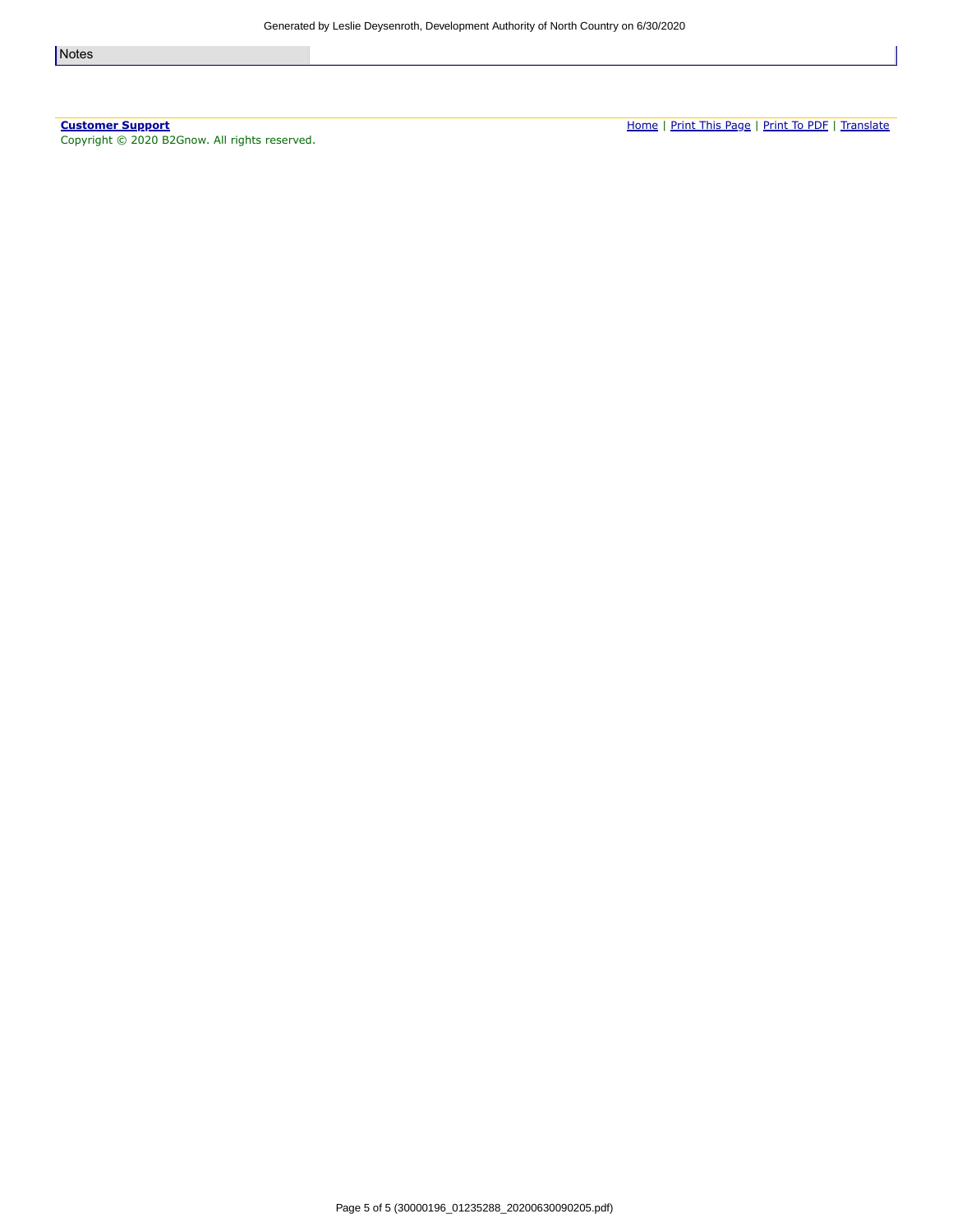| Notes | |
| --- | --- |

**Customer Support**
Copyright © 2020 B2Gnow. All rights reserved.

Home | Print This Page | Print To PDF | Translate